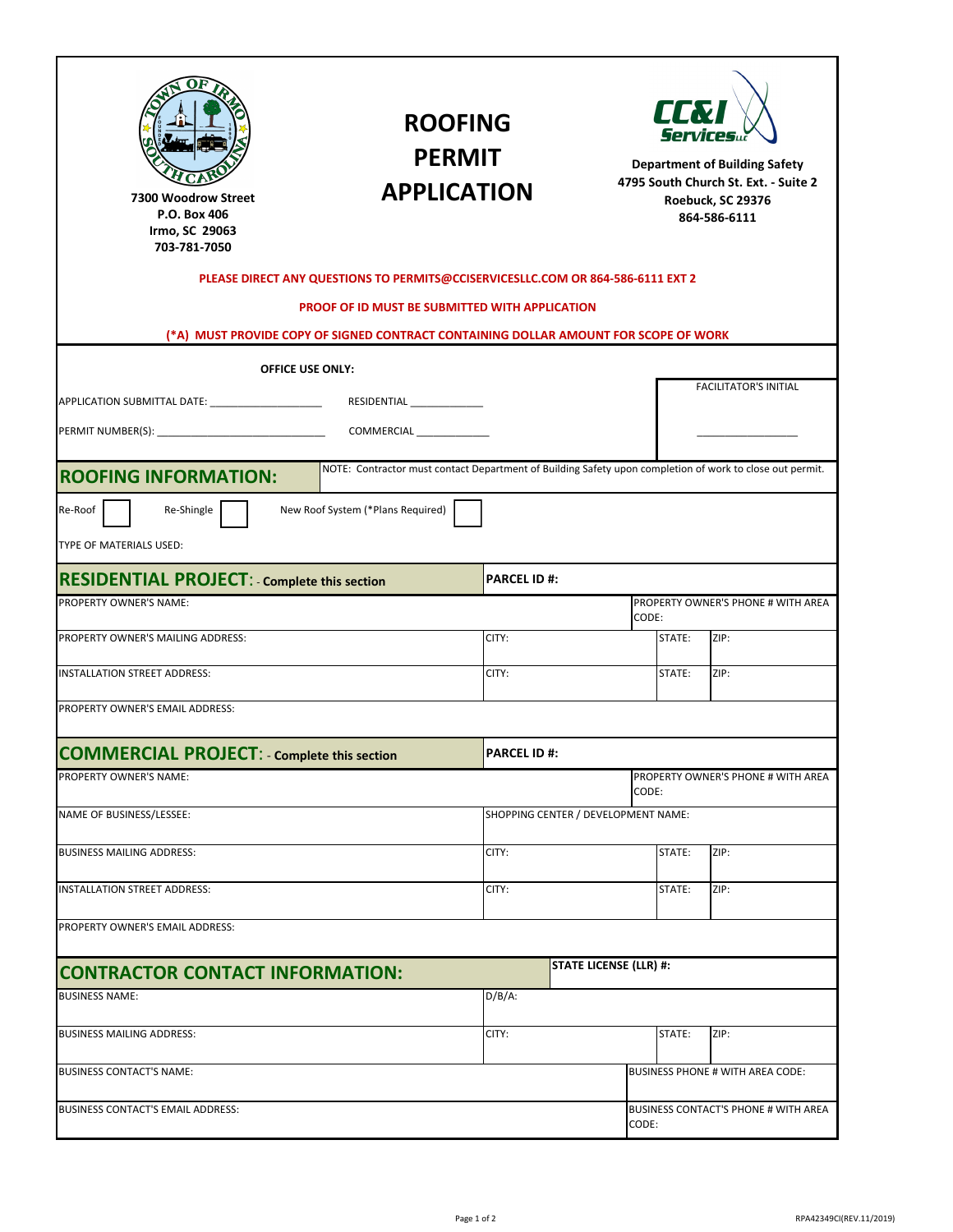7300 Woodrow Street
P.O. Box 406
Irmo, SC 29063
703-781-7050

# ROOFING PERMIT APPLICATION

**Department of Building Safety**
**4795 South Church St. Ext. - Suite 2**
**Roebuck, SC 29376**
**864-586-6111**

**PLEASE DIRECT ANY QUESTIONS TO PERMITS@CCISERVICESLLC.COM OR 864-586-6111 EXT 2**

**PROOF OF ID MUST BE SUBMITTED WITH APPLICATION**

**(*A) MUST PROVIDE COPY OF SIGNED CONTRACT CONTAINING DOLLAR AMOUNT FOR SCOPE OF WORK**

**OFFICE USE ONLY:**

APPLICATION SUBMITTAL DATE: ___________________ RESIDENTIAL ____________

PERMIT NUMBER(S): _____________________________ COMMERCIAL ____________

FACILITATOR'S INITIAL _________________

## ROOFING INFORMATION:

NOTE: Contractor must contact Department of Building Safety upon completion of work to close out permit.

Re-Roof ☐ Re-Shingle ☐ New Roof System (*Plans Required) ☐

TYPE OF MATERIALS USED:

## RESIDENTIAL PROJECT: - Complete this section

**PARCEL ID #:**

| PROPERTY OWNER'S NAME: | | | PROPERTY OWNER'S PHONE # WITH AREA CODE: |
|---|---|---|---|
| PROPERTY OWNER'S MAILING ADDRESS: | CITY: | STATE: | ZIP: |
| INSTALLATION STREET ADDRESS: | CITY: | STATE: | ZIP: |
| PROPERTY OWNER'S EMAIL ADDRESS: | | | |

## COMMERCIAL PROJECT: - Complete this section

**PARCEL ID #:**

| PROPERTY OWNER'S NAME: | | | PROPERTY OWNER'S PHONE # WITH AREA CODE: |
|---|---|---|---|
| NAME OF BUSINESS/LESSEE: | SHOPPING CENTER / DEVELOPMENT NAME: | | |
| BUSINESS MAILING ADDRESS: | CITY: | STATE: | ZIP: |
| INSTALLATION STREET ADDRESS: | CITY: | STATE: | ZIP: |
| PROPERTY OWNER'S EMAIL ADDRESS: | | | |

## CONTRACTOR CONTACT INFORMATION:

**STATE LICENSE (LLR) #:**

| BUSINESS NAME: | D/B/A: | | |
|---|---|---|---|
| BUSINESS MAILING ADDRESS: | CITY: | STATE: | ZIP: |
| BUSINESS CONTACT'S NAME: | | BUSINESS PHONE # WITH AREA CODE: | |
| BUSINESS CONTACT'S EMAIL ADDRESS: | | BUSINESS CONTACT'S PHONE # WITH AREA CODE: | |

RPA42349CI(REV.11/2019)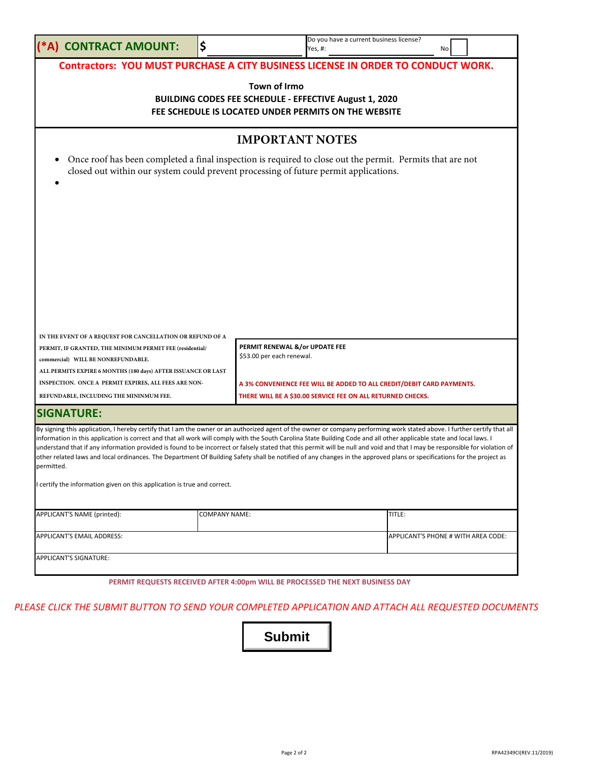| **(*A) CONTRACT AMOUNT:** | $ | Do you have a current business license? Yes, #: | No |
|---|---|---|---|

**Contractors: YOU MUST PURCHASE A CITY BUSINESS LICENSE IN ORDER TO CONDUCT WORK.**

**Town of Irmo**
**BUILDING CODES FEE SCHEDULE - EFFECTIVE August 1, 2020**
**FEE SCHEDULE IS LOCATED UNDER PERMITS ON THE WEBSITE**

## IMPORTANT NOTES

- Once roof has been completed a final inspection is required to close out the permit. Permits that are not closed out within our system could prevent processing of future permit applications.
-

| | |
|---|---|
| **IN THE EVENT OF A REQUEST FOR CANCELLATION OR REFUND OF A PERMIT, IF GRANTED, THE MINIMUM PERMIT FEE (residential/ commercial) WILL BE NONREFUNDABLE.**<br>**ALL PERMITS EXPIRE 6 MONTHS (180 days) AFTER ISSUANCE OR LAST INSPECTION. ONCE A PERMIT EXPIRES, ALL FEES ARE NON-REFUNDABLE, INCLUDING THE MININMUM FEE.** | **PERMIT RENEWAL &/or UPDATE FEE**<br>$53.00 per each renewal.<br>**A 3% CONVENIENCE FEE WILL BE ADDED TO ALL CREDIT/DEBIT CARD PAYMENTS.**<br>**THERE WILL BE A $30.00 SERVICE FEE ON ALL RETURNED CHECKS.** |

## SIGNATURE:

By signing this application, I hereby certify that I am the owner or an authorized agent of the owner or company performing work stated above. I further certify that all information in this application is correct and that all work will comply with the South Carolina State Building Code and all other applicable state and local laws. I understand that if any information provided is found to be incorrect or falsely stated that this permit will be null and void and that I may be responsible for violation of other related laws and local ordinances. The Department Of Building Safety shall be notified of any changes in the approved plans or specifications for the project as permitted.

I certify the information given on this application is true and correct.

| | | |
|---|---|---|
| APPLICANT'S NAME (printed): | COMPANY NAME: | TITLE: |
| APPLICANT'S EMAIL ADDRESS: | | APPLICANT'S PHONE # WITH AREA CODE: |
| APPLICANT'S SIGNATURE: | | |

**PERMIT REQUESTS RECEIVED AFTER 4:00pm WILL BE PROCESSED THE NEXT BUSINESS DAY**

*PLEASE CLICK THE SUBMIT BUTTON TO SEND YOUR COMPLETED APPLICATION AND ATTACH ALL REQUESTED DOCUMENTS*

**Submit**

RPA42349CI(REV.11/2019)